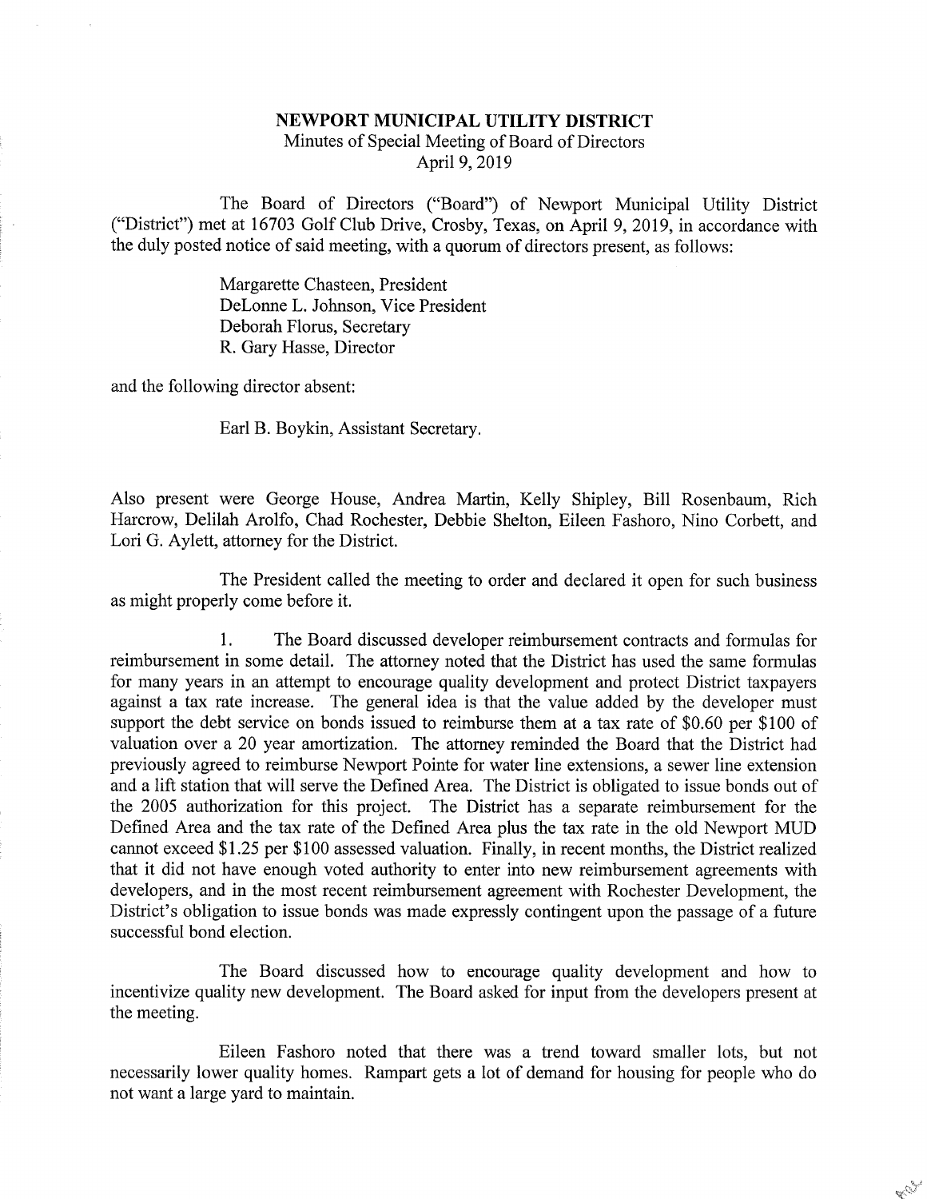**NEWPORT MUNICIPAL UTILITY DISTRICT**

Minutes of Special Meeting of Board of Directors

April 9, 2019

The Board of Directors ("Board") of Newport Municipal Utility District ("District") met at 16703 Golf Club Drive, Crosby, Texas, on April 9, 2019, in accordance with the duly posted notice of said meeting, with a quorum of directors present, as follows:

Margarette Chasteen, President
DeLonne L. Johnson, Vice President
Deborah Florus, Secretary
R. Gary Hasse, Director

and the following director absent:

Earl B. Boykin, Assistant Secretary.

Also present were George House, Andrea Martin, Kelly Shipley, Bill Rosenbaum, Rich Harcrow, Delilah Arolfo, Chad Rochester, Debbie Shelton, Eileen Fashoro, Nino Corbett, and Lori G. Aylett, attorney for the District.

The President called the meeting to order and declared it open for such business as might properly come before it.

1. The Board discussed developer reimbursement contracts and formulas for reimbursement in some detail. The attorney noted that the District has used the same formulas for many years in an attempt to encourage quality development and protect District taxpayers against a tax rate increase. The general idea is that the value added by the developer must support the debt service on bonds issued to reimburse them at a tax rate of $0.60 per $100 of valuation over a 20 year amortization. The attorney reminded the Board that the District had previously agreed to reimburse Newport Pointe for water line extensions, a sewer line extension and a lift station that will serve the Defined Area. The District is obligated to issue bonds out of the 2005 authorization for this project. The District has a separate reimbursement for the Defined Area and the tax rate of the Defined Area plus the tax rate in the old Newport MUD cannot exceed $1.25 per $100 assessed valuation. Finally, in recent months, the District realized that it did not have enough voted authority to enter into new reimbursement agreements with developers, and in the most recent reimbursement agreement with Rochester Development, the District's obligation to issue bonds was made expressly contingent upon the passage of a future successful bond election.

The Board discussed how to encourage quality development and how to incentivize quality new development. The Board asked for input from the developers present at the meeting.

Eileen Fashoro noted that there was a trend toward smaller lots, but not necessarily lower quality homes. Rampart gets a lot of demand for housing for people who do not want a large yard to maintain.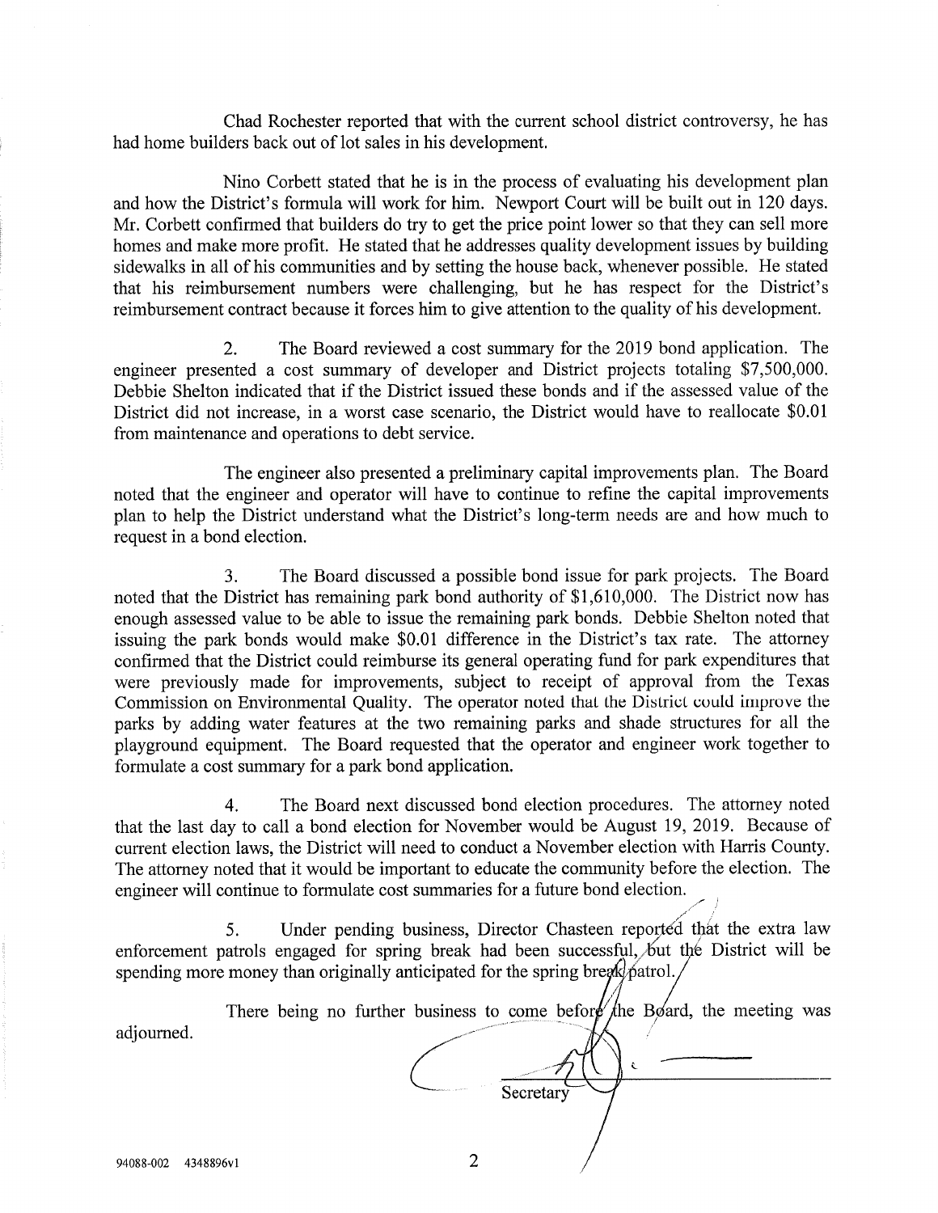Chad Rochester reported that with the current school district controversy, he has had home builders back out of lot sales in his development.

Nino Corbett stated that he is in the process of evaluating his development plan and how the District's formula will work for him. Newport Court will be built out in 120 days. Mr. Corbett confirmed that builders do try to get the price point lower so that they can sell more homes and make more profit. He stated that he addresses quality development issues by building sidewalks in all of his communities and by setting the house back, whenever possible. He stated that his reimbursement numbers were challenging, but he has respect for the District's reimbursement contract because it forces him to give attention to the quality of his development.

2. The Board reviewed a cost summary for the 2019 bond application. The engineer presented a cost summary of developer and District projects totaling $7,500,000. Debbie Shelton indicated that if the District issued these bonds and if the assessed value of the District did not increase, in a worst case scenario, the District would have to reallocate $0.01 from maintenance and operations to debt service.

The engineer also presented a preliminary capital improvements plan. The Board noted that the engineer and operator will have to continue to refine the capital improvements plan to help the District understand what the District's long-term needs are and how much to request in a bond election.

3. The Board discussed a possible bond issue for park projects. The Board noted that the District has remaining park bond authority of $1,610,000. The District now has enough assessed value to be able to issue the remaining park bonds. Debbie Shelton noted that issuing the park bonds would make $0.01 difference in the District's tax rate. The attorney confirmed that the District could reimburse its general operating fund for park expenditures that were previously made for improvements, subject to receipt of approval from the Texas Commission on Environmental Quality. The operator noted that the District could improve the parks by adding water features at the two remaining parks and shade structures for all the playground equipment. The Board requested that the operator and engineer work together to formulate a cost summary for a park bond application.

4. The Board next discussed bond election procedures. The attorney noted that the last day to call a bond election for November would be August 19, 2019. Because of current election laws, the District will need to conduct a November election with Harris County. The attorney noted that it would be important to educate the community before the election. The engineer will continue to formulate cost summaries for a future bond election.

5. Under pending business, Director Chasteen reported that the extra law enforcement patrols engaged for spring break had been successful, but the District will be spending more money than originally anticipated for the spring break patrol.

There being no further business to come before the Board, the meeting was adjourned.

Secretary

94088-002 4348896v1